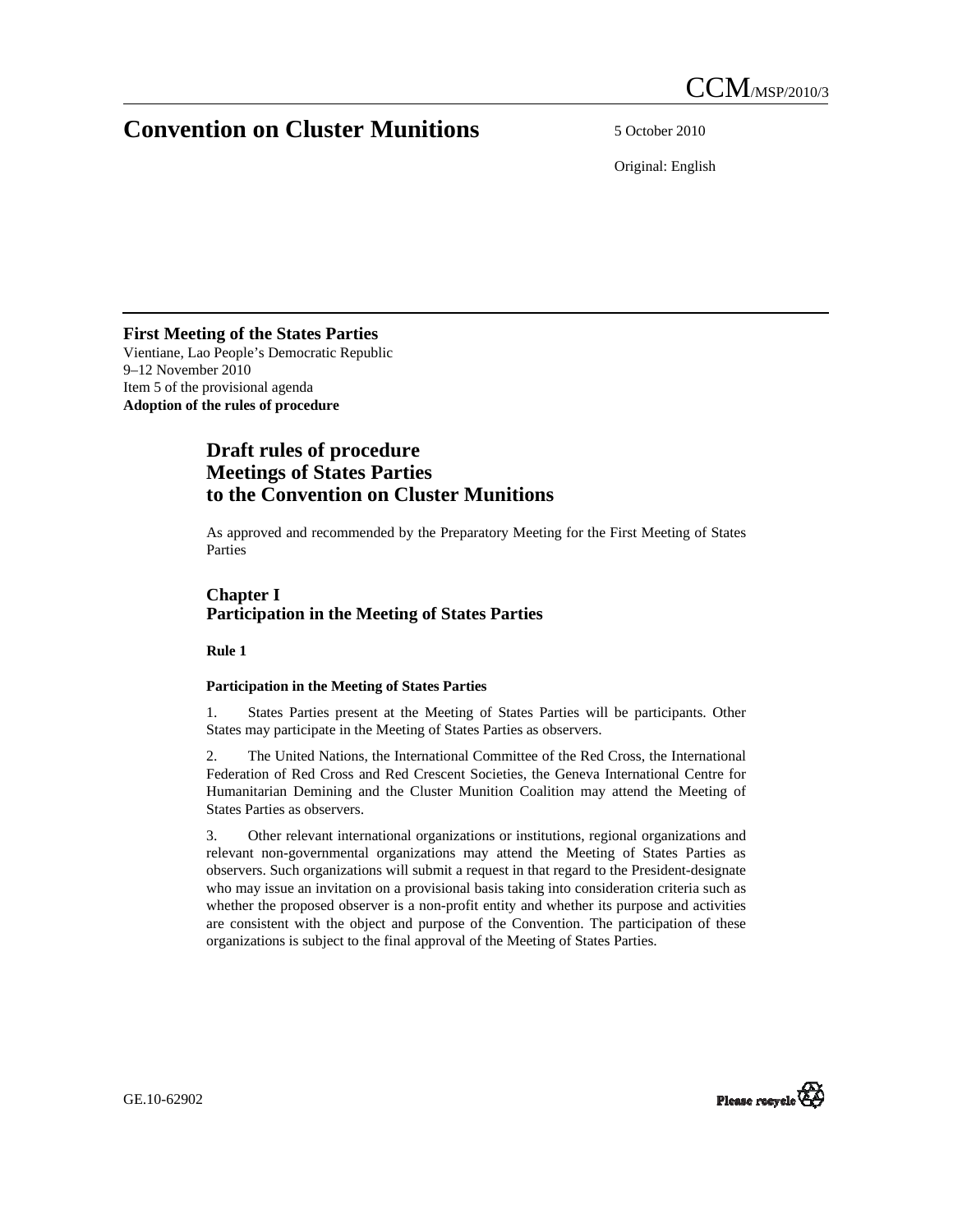CCM/MSP/2010/3

# Convention on Cluster Munitions

5 October 2010

Original: English

**First Meeting of the States Parties**
Vientiane, Lao People's Democratic Republic
9–12 November 2010
Item 5 of the provisional agenda
**Adoption of the rules of procedure**

## Draft rules of procedure Meetings of States Parties to the Convention on Cluster Munitions

As approved and recommended by the Preparatory Meeting for the First Meeting of States Parties

## Chapter I Participation in the Meeting of States Parties

**Rule 1**

**Participation in the Meeting of States Parties**

1. States Parties present at the Meeting of States Parties will be participants. Other States may participate in the Meeting of States Parties as observers.

2. The United Nations, the International Committee of the Red Cross, the International Federation of Red Cross and Red Crescent Societies, the Geneva International Centre for Humanitarian Demining and the Cluster Munition Coalition may attend the Meeting of States Parties as observers.

3. Other relevant international organizations or institutions, regional organizations and relevant non-governmental organizations may attend the Meeting of States Parties as observers. Such organizations will submit a request in that regard to the President-designate who may issue an invitation on a provisional basis taking into consideration criteria such as whether the proposed observer is a non-profit entity and whether its purpose and activities are consistent with the object and purpose of the Convention. The participation of these organizations is subject to the final approval of the Meeting of States Parties.

GE.10-62902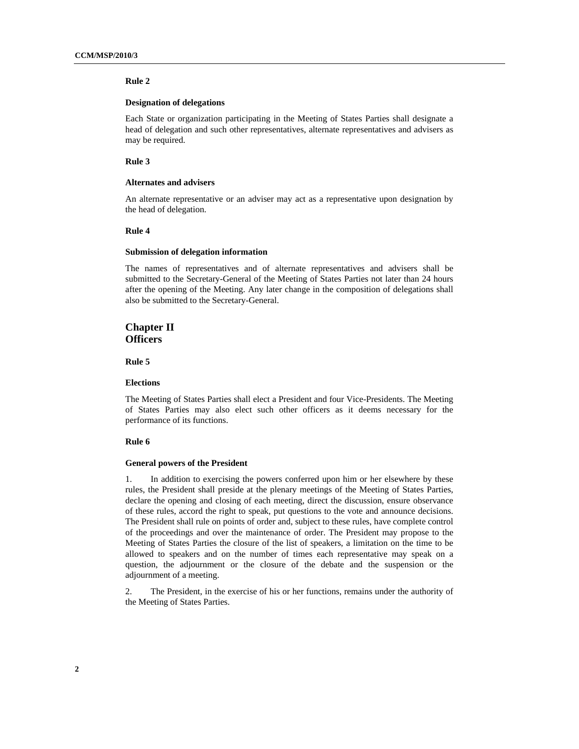**Rule 2**

**Designation of delegations**

Each State or organization participating in the Meeting of States Parties shall designate a head of delegation and such other representatives, alternate representatives and advisers as may be required.

**Rule 3**

**Alternates and advisers**

An alternate representative or an adviser may act as a representative upon designation by the head of delegation.

**Rule 4**

**Submission of delegation information**

The names of representatives and of alternate representatives and advisers shall be submitted to the Secretary-General of the Meeting of States Parties not later than 24 hours after the opening of the Meeting. Any later change in the composition of delegations shall also be submitted to the Secretary-General.

## Chapter II
## Officers

**Rule 5**

**Elections**

The Meeting of States Parties shall elect a President and four Vice-Presidents. The Meeting of States Parties may also elect such other officers as it deems necessary for the performance of its functions.

**Rule 6**

**General powers of the President**

1. In addition to exercising the powers conferred upon him or her elsewhere by these rules, the President shall preside at the plenary meetings of the Meeting of States Parties, declare the opening and closing of each meeting, direct the discussion, ensure observance of these rules, accord the right to speak, put questions to the vote and announce decisions. The President shall rule on points of order and, subject to these rules, have complete control of the proceedings and over the maintenance of order. The President may propose to the Meeting of States Parties the closure of the list of speakers, a limitation on the time to be allowed to speakers and on the number of times each representative may speak on a question, the adjournment or the closure of the debate and the suspension or the adjournment of a meeting.

2. The President, in the exercise of his or her functions, remains under the authority of the Meeting of States Parties.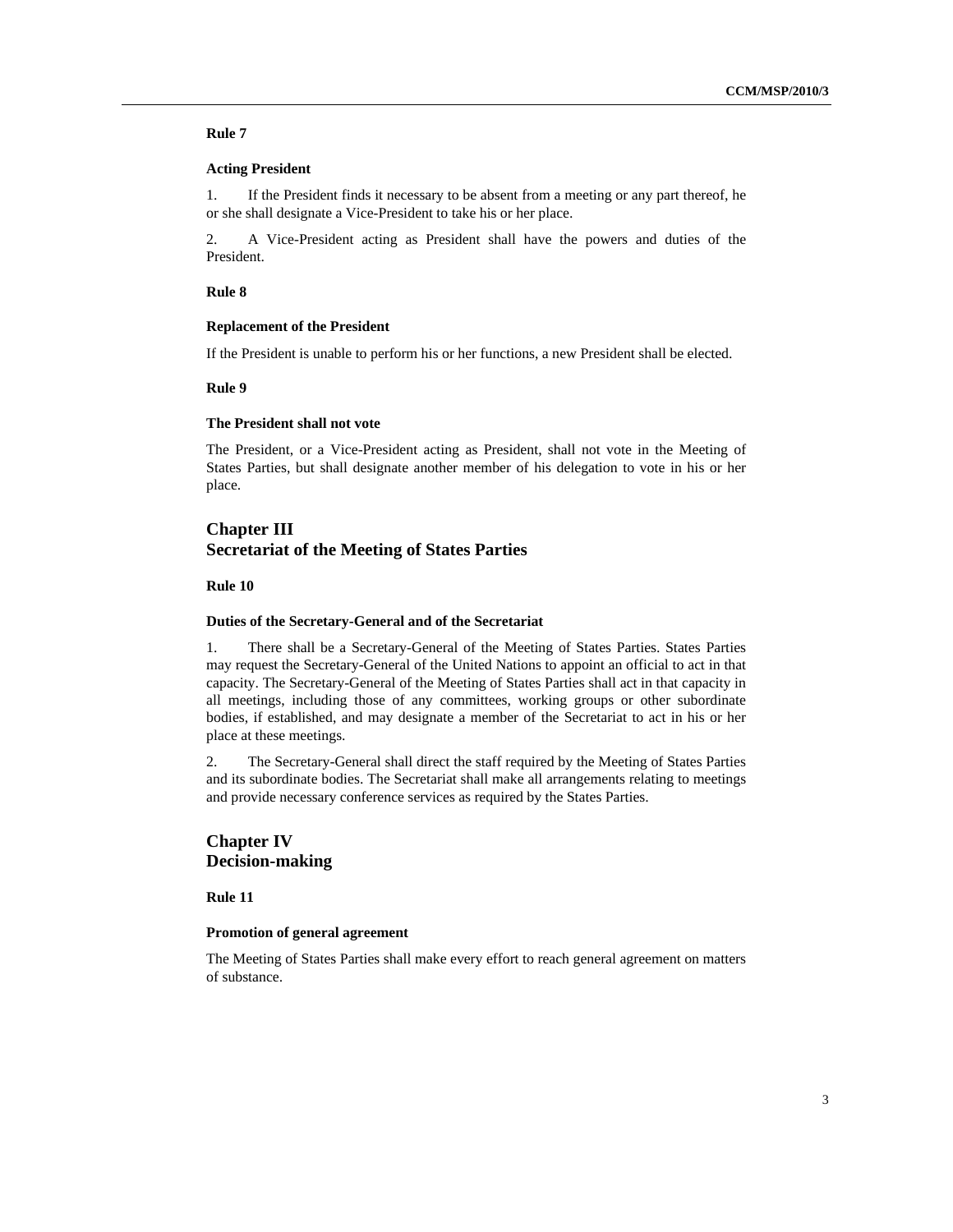**Rule 7**

**Acting President**

1. If the President finds it necessary to be absent from a meeting or any part thereof, he or she shall designate a Vice-President to take his or her place.

2. A Vice-President acting as President shall have the powers and duties of the President.

**Rule 8**

**Replacement of the President**

If the President is unable to perform his or her functions, a new President shall be elected.

**Rule 9**

**The President shall not vote**

The President, or a Vice-President acting as President, shall not vote in the Meeting of States Parties, but shall designate another member of his delegation to vote in his or her place.

## Chapter III
## Secretariat of the Meeting of States Parties

**Rule 10**

**Duties of the Secretary-General and of the Secretariat**

1. There shall be a Secretary-General of the Meeting of States Parties. States Parties may request the Secretary-General of the United Nations to appoint an official to act in that capacity. The Secretary-General of the Meeting of States Parties shall act in that capacity in all meetings, including those of any committees, working groups or other subordinate bodies, if established, and may designate a member of the Secretariat to act in his or her place at these meetings.

2. The Secretary-General shall direct the staff required by the Meeting of States Parties and its subordinate bodies. The Secretariat shall make all arrangements relating to meetings and provide necessary conference services as required by the States Parties.

## Chapter IV
## Decision-making

**Rule 11**

**Promotion of general agreement**

The Meeting of States Parties shall make every effort to reach general agreement on matters of substance.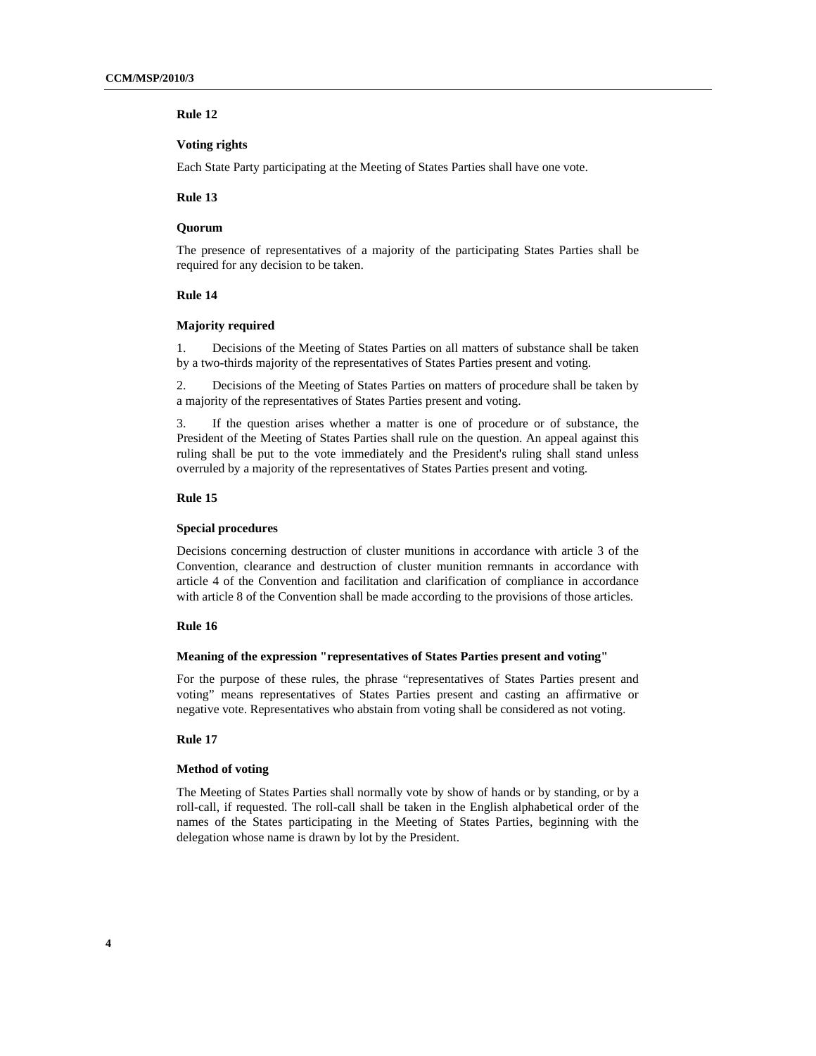### Rule 12

#### Voting rights

Each State Party participating at the Meeting of States Parties shall have one vote.

### Rule 13

#### Quorum

The presence of representatives of a majority of the participating States Parties shall be required for any decision to be taken.

### Rule 14

#### Majority required

1. Decisions of the Meeting of States Parties on all matters of substance shall be taken by a two-thirds majority of the representatives of States Parties present and voting.

2. Decisions of the Meeting of States Parties on matters of procedure shall be taken by a majority of the representatives of States Parties present and voting.

3. If the question arises whether a matter is one of procedure or of substance, the President of the Meeting of States Parties shall rule on the question. An appeal against this ruling shall be put to the vote immediately and the President's ruling shall stand unless overruled by a majority of the representatives of States Parties present and voting.

### Rule 15

#### Special procedures

Decisions concerning destruction of cluster munitions in accordance with article 3 of the Convention, clearance and destruction of cluster munition remnants in accordance with article 4 of the Convention and facilitation and clarification of compliance in accordance with article 8 of the Convention shall be made according to the provisions of those articles.

### Rule 16

#### Meaning of the expression "representatives of States Parties present and voting"

For the purpose of these rules, the phrase "representatives of States Parties present and voting" means representatives of States Parties present and casting an affirmative or negative vote. Representatives who abstain from voting shall be considered as not voting.

### Rule 17

#### Method of voting

The Meeting of States Parties shall normally vote by show of hands or by standing, or by a roll-call, if requested. The roll-call shall be taken in the English alphabetical order of the names of the States participating in the Meeting of States Parties, beginning with the delegation whose name is drawn by lot by the President.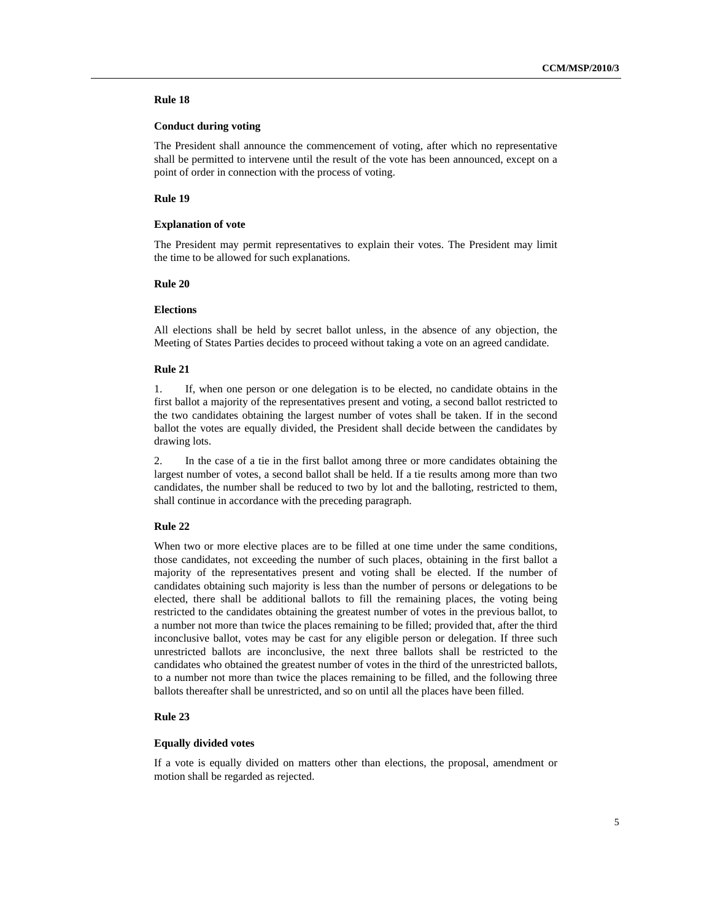**Rule 18**

**Conduct during voting**

The President shall announce the commencement of voting, after which no representative shall be permitted to intervene until the result of the vote has been announced, except on a point of order in connection with the process of voting.

**Rule 19**

**Explanation of vote**

The President may permit representatives to explain their votes. The President may limit the time to be allowed for such explanations.

**Rule 20**

**Elections**

All elections shall be held by secret ballot unless, in the absence of any objection, the Meeting of States Parties decides to proceed without taking a vote on an agreed candidate.

**Rule 21**

1. If, when one person or one delegation is to be elected, no candidate obtains in the first ballot a majority of the representatives present and voting, a second ballot restricted to the two candidates obtaining the largest number of votes shall be taken. If in the second ballot the votes are equally divided, the President shall decide between the candidates by drawing lots.

2. In the case of a tie in the first ballot among three or more candidates obtaining the largest number of votes, a second ballot shall be held. If a tie results among more than two candidates, the number shall be reduced to two by lot and the balloting, restricted to them, shall continue in accordance with the preceding paragraph.

**Rule 22**

When two or more elective places are to be filled at one time under the same conditions, those candidates, not exceeding the number of such places, obtaining in the first ballot a majority of the representatives present and voting shall be elected. If the number of candidates obtaining such majority is less than the number of persons or delegations to be elected, there shall be additional ballots to fill the remaining places, the voting being restricted to the candidates obtaining the greatest number of votes in the previous ballot, to a number not more than twice the places remaining to be filled; provided that, after the third inconclusive ballot, votes may be cast for any eligible person or delegation. If three such unrestricted ballots are inconclusive, the next three ballots shall be restricted to the candidates who obtained the greatest number of votes in the third of the unrestricted ballots, to a number not more than twice the places remaining to be filled, and the following three ballots thereafter shall be unrestricted, and so on until all the places have been filled.

**Rule 23**

**Equally divided votes**

If a vote is equally divided on matters other than elections, the proposal, amendment or motion shall be regarded as rejected.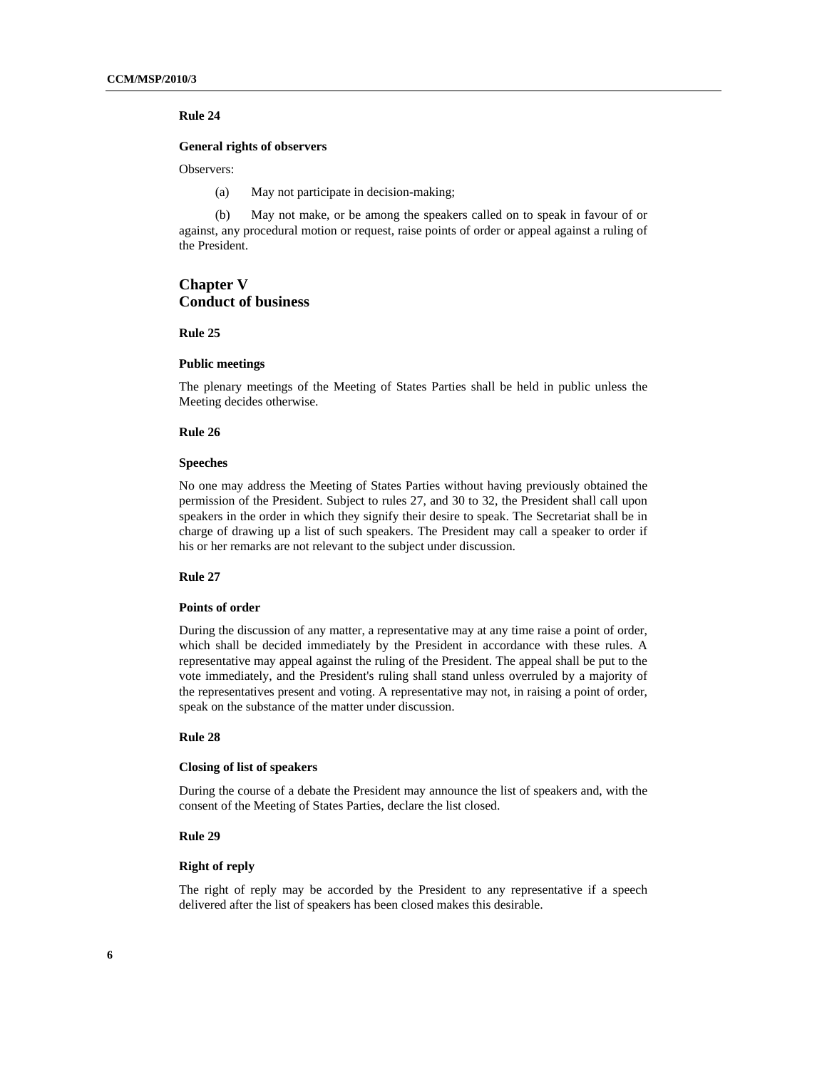**Rule 24**

**General rights of observers**

Observers:

(a) May not participate in decision-making;

(b) May not make, or be among the speakers called on to speak in favour of or against, any procedural motion or request, raise points of order or appeal against a ruling of the President.

## Chapter V
## Conduct of business

**Rule 25**

**Public meetings**

The plenary meetings of the Meeting of States Parties shall be held in public unless the Meeting decides otherwise.

**Rule 26**

**Speeches**

No one may address the Meeting of States Parties without having previously obtained the permission of the President. Subject to rules 27, and 30 to 32, the President shall call upon speakers in the order in which they signify their desire to speak. The Secretariat shall be in charge of drawing up a list of such speakers. The President may call a speaker to order if his or her remarks are not relevant to the subject under discussion.

**Rule 27**

**Points of order**

During the discussion of any matter, a representative may at any time raise a point of order, which shall be decided immediately by the President in accordance with these rules. A representative may appeal against the ruling of the President. The appeal shall be put to the vote immediately, and the President's ruling shall stand unless overruled by a majority of the representatives present and voting. A representative may not, in raising a point of order, speak on the substance of the matter under discussion.

**Rule 28**

**Closing of list of speakers**

During the course of a debate the President may announce the list of speakers and, with the consent of the Meeting of States Parties, declare the list closed.

**Rule 29**

**Right of reply**

The right of reply may be accorded by the President to any representative if a speech delivered after the list of speakers has been closed makes this desirable.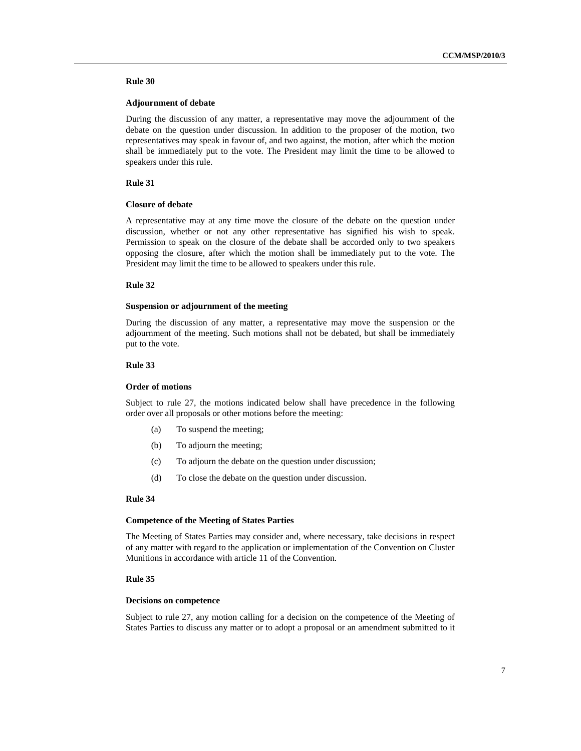### Rule 30

#### Adjournment of debate

During the discussion of any matter, a representative may move the adjournment of the debate on the question under discussion. In addition to the proposer of the motion, two representatives may speak in favour of, and two against, the motion, after which the motion shall be immediately put to the vote. The President may limit the time to be allowed to speakers under this rule.

### Rule 31

#### Closure of debate

A representative may at any time move the closure of the debate on the question under discussion, whether or not any other representative has signified his wish to speak. Permission to speak on the closure of the debate shall be accorded only to two speakers opposing the closure, after which the motion shall be immediately put to the vote. The President may limit the time to be allowed to speakers under this rule.

### Rule 32

#### Suspension or adjournment of the meeting

During the discussion of any matter, a representative may move the suspension or the adjournment of the meeting. Such motions shall not be debated, but shall be immediately put to the vote.

### Rule 33

#### Order of motions

Subject to rule 27, the motions indicated below shall have precedence in the following order over all proposals or other motions before the meeting:

(a) To suspend the meeting;

(b) To adjourn the meeting;

(c) To adjourn the debate on the question under discussion;

(d) To close the debate on the question under discussion.

### Rule 34

#### Competence of the Meeting of States Parties

The Meeting of States Parties may consider and, where necessary, take decisions in respect of any matter with regard to the application or implementation of the Convention on Cluster Munitions in accordance with article 11 of the Convention.

### Rule 35

#### Decisions on competence

Subject to rule 27, any motion calling for a decision on the competence of the Meeting of States Parties to discuss any matter or to adopt a proposal or an amendment submitted to it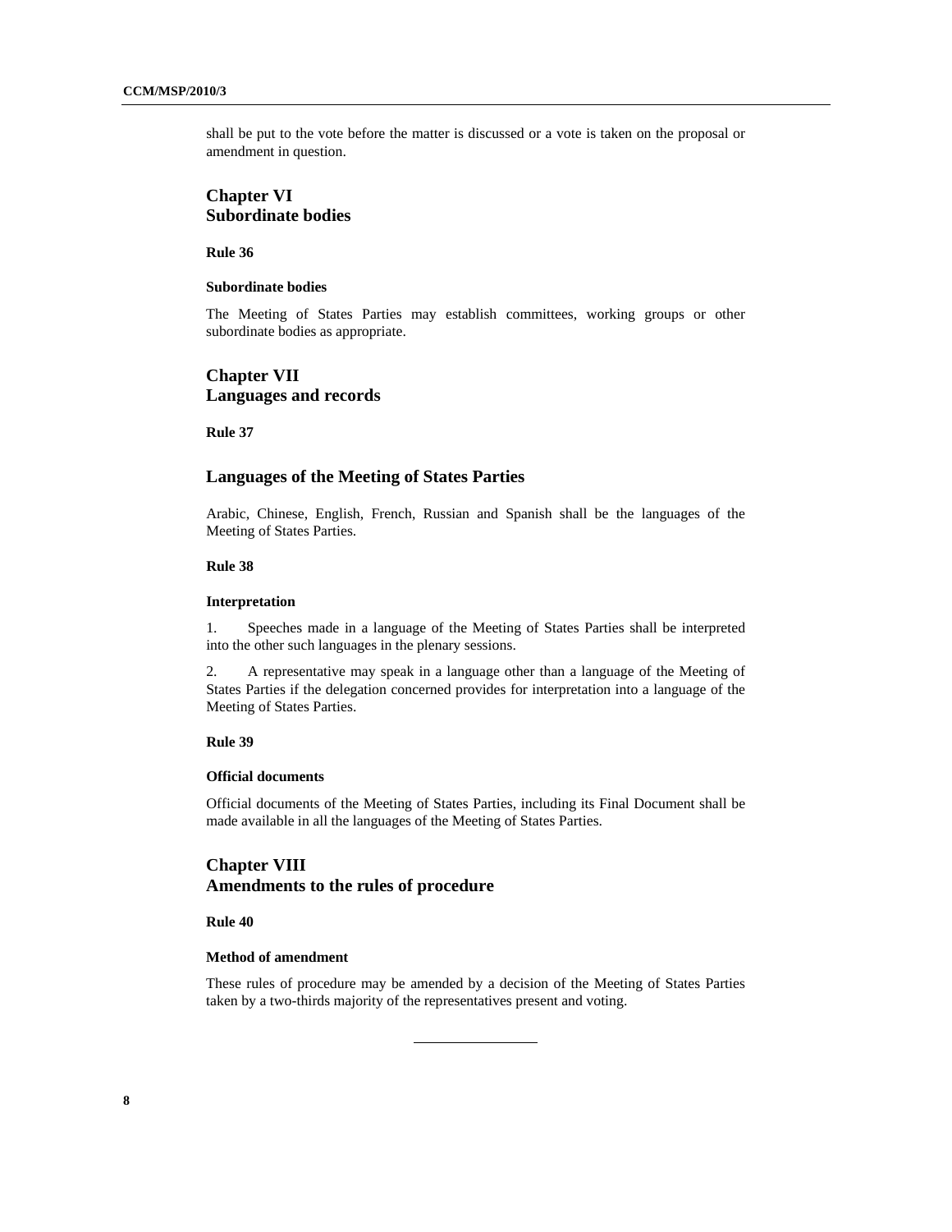shall be put to the vote before the matter is discussed or a vote is taken on the proposal or amendment in question.

## Chapter VI
## Subordinate bodies

**Rule 36**

**Subordinate bodies**

The Meeting of States Parties may establish committees, working groups or other subordinate bodies as appropriate.

## Chapter VII
## Languages and records

**Rule 37**

### Languages of the Meeting of States Parties

Arabic, Chinese, English, French, Russian and Spanish shall be the languages of the Meeting of States Parties.

**Rule 38**

**Interpretation**

1. Speeches made in a language of the Meeting of States Parties shall be interpreted into the other such languages in the plenary sessions.

2. A representative may speak in a language other than a language of the Meeting of States Parties if the delegation concerned provides for interpretation into a language of the Meeting of States Parties.

**Rule 39**

**Official documents**

Official documents of the Meeting of States Parties, including its Final Document shall be made available in all the languages of the Meeting of States Parties.

## Chapter VIII
## Amendments to the rules of procedure

**Rule 40**

**Method of amendment**

These rules of procedure may be amended by a decision of the Meeting of States Parties taken by a two-thirds majority of the representatives present and voting.